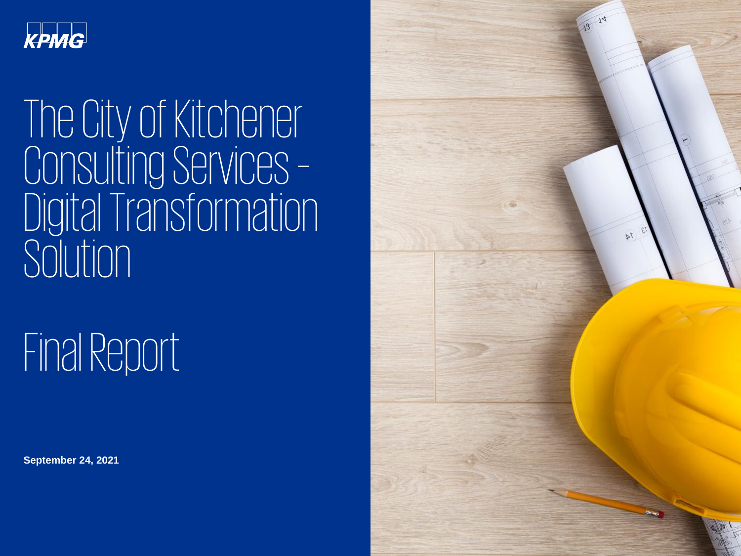KPMG

# The City of Kitchener Consulting Services - Digital Transformation Solution

# Final Report

**September 24, 2021**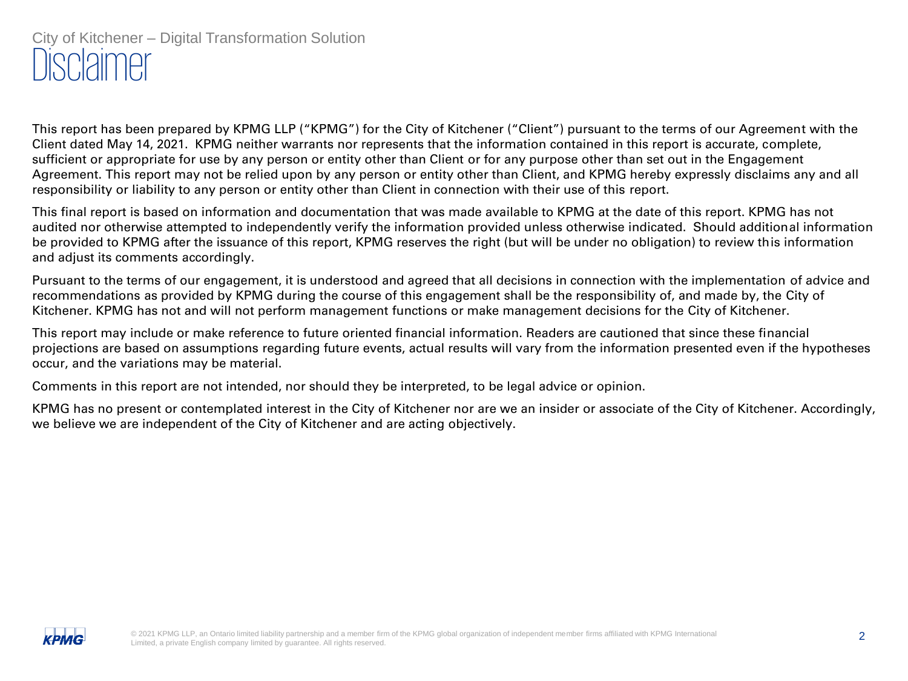City of Kitchener – Digital Transformation Solution

# Disclaimer

This report has been prepared by KPMG LLP ("KPMG") for the City of Kitchener ("Client") pursuant to the terms of our Agreement with the Client dated May 14, 2021. KPMG neither warrants nor represents that the information contained in this report is accurate, complete, sufficient or appropriate for use by any person or entity other than Client or for any purpose other than set out in the Engagement Agreement. This report may not be relied upon by any person or entity other than Client, and KPMG hereby expressly disclaims any and all responsibility or liability to any person or entity other than Client in connection with their use of this report.

This final report is based on information and documentation that was made available to KPMG at the date of this report. KPMG has not audited nor otherwise attempted to independently verify the information provided unless otherwise indicated. Should additional information be provided to KPMG after the issuance of this report, KPMG reserves the right (but will be under no obligation) to review this information and adjust its comments accordingly.

Pursuant to the terms of our engagement, it is understood and agreed that all decisions in connection with the implementation of advice and recommendations as provided by KPMG during the course of this engagement shall be the responsibility of, and made by, the City of Kitchener. KPMG has not and will not perform management functions or make management decisions for the City of Kitchener.

This report may include or make reference to future oriented financial information. Readers are cautioned that since these financial projections are based on assumptions regarding future events, actual results will vary from the information presented even if the hypotheses occur, and the variations may be material.

Comments in this report are not intended, nor should they be interpreted, to be legal advice or opinion.

KPMG has no present or contemplated interest in the City of Kitchener nor are we an insider or associate of the City of Kitchener. Accordingly, we believe we are independent of the City of Kitchener and are acting objectively.

© 2021 KPMG LLP, an Ontario limited liability partnership and a member firm of the KPMG global organization of independent member firms affiliated with KPMG International Limited, a private English company limited by guarantee. All rights reserved.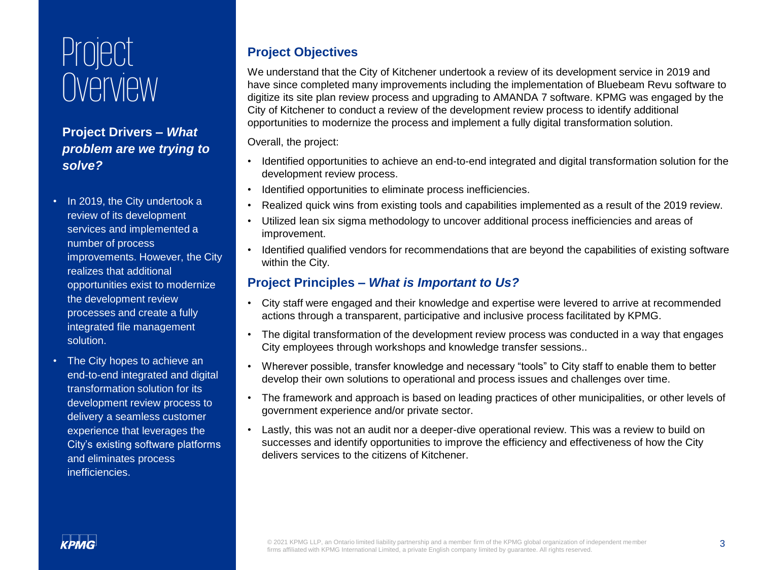# Project Overview

## Project Drivers – *What problem are we trying to solve?*

- In 2019, the City undertook a review of its development services and implemented a number of process improvements. However, the City realizes that additional opportunities exist to modernize the development review processes and create a fully integrated file management solution.
- The City hopes to achieve an end-to-end integrated and digital transformation solution for its development review process to delivery a seamless customer experience that leverages the City's existing software platforms and eliminates process inefficiencies.

## Project Objectives

We understand that the City of Kitchener undertook a review of its development service in 2019 and have since completed many improvements including the implementation of Bluebeam Revu software to digitize its site plan review process and upgrading to AMANDA 7 software. KPMG was engaged by the City of Kitchener to conduct a review of the development review process to identify additional opportunities to modernize the process and implement a fully digital transformation solution.

Overall, the project:

- Identified opportunities to achieve an end-to-end integrated and digital transformation solution for the development review process.
- Identified opportunities to eliminate process inefficiencies.
- Realized quick wins from existing tools and capabilities implemented as a result of the 2019 review.
- Utilized lean six sigma methodology to uncover additional process inefficiencies and areas of improvement.
- Identified qualified vendors for recommendations that are beyond the capabilities of existing software within the City.

## Project Principles – *What is Important to Us?*

- City staff were engaged and their knowledge and expertise were levered to arrive at recommended actions through a transparent, participative and inclusive process facilitated by KPMG.
- The digital transformation of the development review process was conducted in a way that engages City employees through workshops and knowledge transfer sessions..
- Wherever possible, transfer knowledge and necessary "tools" to City staff to enable them to better develop their own solutions to operational and process issues and challenges over time.
- The framework and approach is based on leading practices of other municipalities, or other levels of government experience and/or private sector.
- Lastly, this was not an audit nor a deeper-dive operational review. This was a review to build on successes and identify opportunities to improve the efficiency and effectiveness of how the City delivers services to the citizens of Kitchener.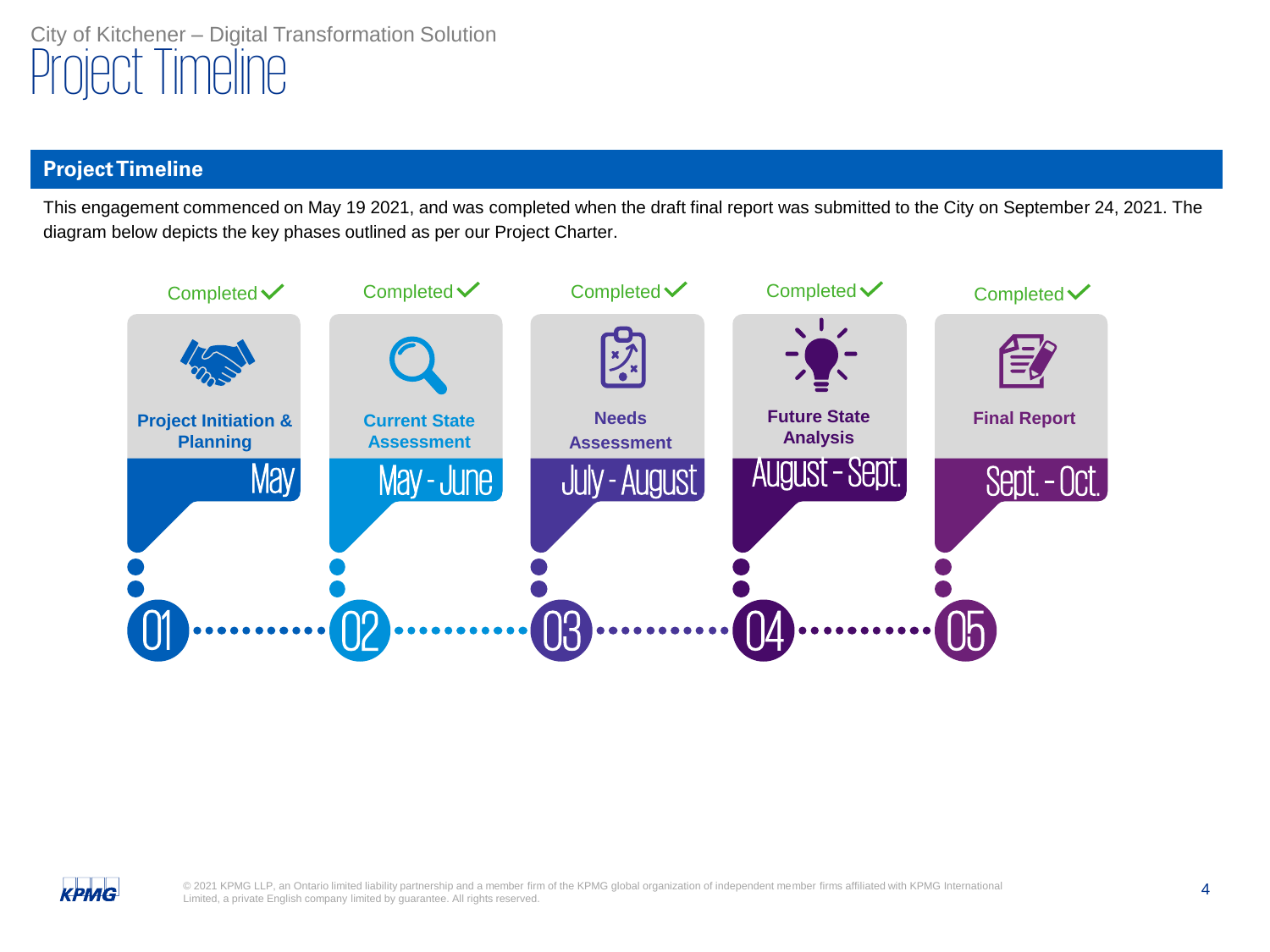# Project Timeline

## Project Timeline

This engagement commenced on May 19 2021, and was completed when the draft final report was submitted to the City on September 24, 2021. The diagram below depicts the key phases outlined as per our Project Charter.

| Phase | Name | Timing | Status |
|---|---|---|---|
| 01 | Project Initiation & Planning | May | Completed ✓ |
| 02 | Current State Assessment | May - June | Completed ✓ |
| 03 | Needs Assessment | July - August | Completed ✓ |
| 04 | Future State Analysis | August - Sept. | Completed ✓ |
| 05 | Final Report | Sept. - Oct. | Completed ✓ |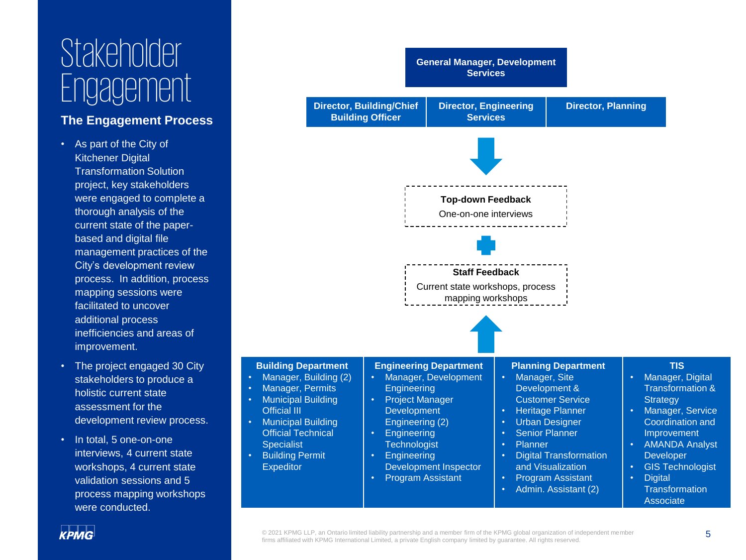# Stakeholder Engagement

## The Engagement Process

- As part of the City of Kitchener Digital Transformation Solution project, key stakeholders were engaged to complete a thorough analysis of the current state of the paper-based and digital file management practices of the City's development review process. In addition, process mapping sessions were facilitated to uncover additional process inefficiencies and areas of improvement.
- The project engaged 30 City stakeholders to produce a holistic current state assessment for the development review process.
- In total, 5 one-on-one interviews, 4 current state workshops, 4 current state validation sessions and 5 process mapping workshops were conducted.

**General Manager, Development Services**

| Director, Building/Chief Building Officer | Director, Engineering Services | Director, Planning |
|---|---|---|

**Top-down Feedback**

One-on-one interviews

+

**Staff Feedback**

Current state workshops, process mapping workshops

**Building Department**
- Manager, Building (2)
- Manager, Permits
- Municipal Building Official III
- Municipal Building Official Technical Specialist
- Building Permit Expeditor

**Engineering Department**
- Manager, Development Engineering
- Project Manager Development Engineering (2)
- Engineering Technologist
- Engineering Development Inspector
- Program Assistant

**Planning Department**
- Manager, Site Development & Customer Service
- Heritage Planner
- Urban Designer
- Senior Planner
- Planner
- Digital Transformation and Visualization
- Program Assistant
- Admin. Assistant (2)

**TIS**
- Manager, Digital Transformation & Strategy
- Manager, Service Coordination and Improvement
- AMANDA Analyst Developer
- GIS Technologist
- Digital Transformation Associate

© 2021 KPMG LLP, an Ontario limited liability partnership and a member firm of the KPMG global organization of independent member firms affiliated with KPMG International Limited, a private English company limited by guarantee. All rights reserved.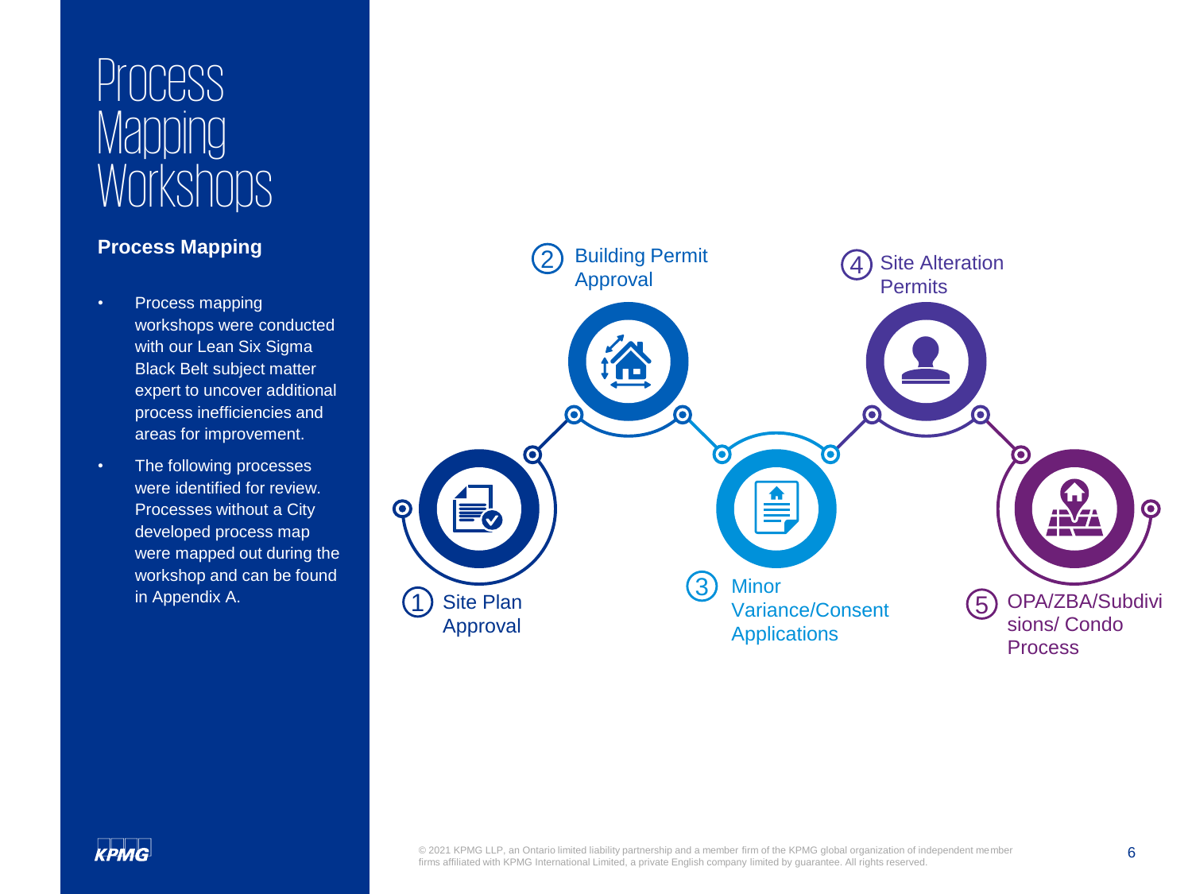# Process Mapping Workshops

## Process Mapping

- Process mapping workshops were conducted with our Lean Six Sigma Black Belt subject matter expert to uncover additional process inefficiencies and areas for improvement.
- The following processes were identified for review. Processes without a City developed process map were mapped out during the workshop and can be found in Appendix A.

1. Site Plan Approval
2. Building Permit Approval
3. Minor Variance/Consent Applications
4. Site Alteration Permits
5. OPA/ZBA/Subdivisions/ Condo Process

© 2021 KPMG LLP, an Ontario limited liability partnership and a member firm of the KPMG global organization of independent member firms affiliated with KPMG International Limited, a private English company limited by guarantee. All rights reserved.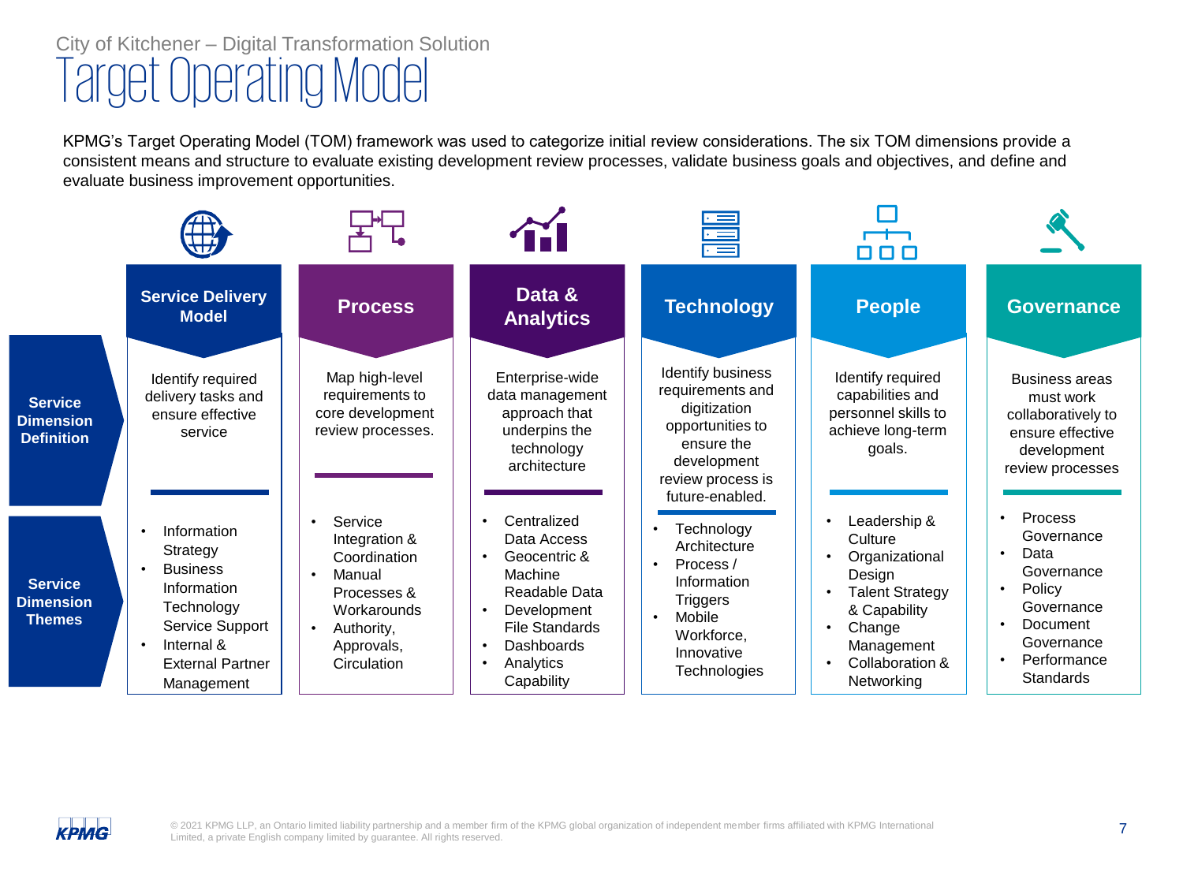City of Kitchener – Digital Transformation Solution

# Target Operating Model

KPMG's Target Operating Model (TOM) framework was used to categorize initial review considerations. The six TOM dimensions provide a consistent means and structure to evaluate existing development review processes, validate business goals and objectives, and define and evaluate business improvement opportunities.

| | Service Delivery Model | Process | Data & Analytics | Technology | People | Governance |
|---|---|---|---|---|---|---|
| **Service Dimension Definition** | Identify required delivery tasks and ensure effective service | Map high-level requirements to core development review processes. | Enterprise-wide data management approach that underpins the technology architecture | Identify business requirements and digitization opportunities to ensure the development review process is future-enabled. | Identify required capabilities and personnel skills to achieve long-term goals. | Business areas must work collaboratively to ensure effective development review processes |
| **Service Dimension Themes** | • Information Strategy<br>• Business Information Technology Service Support<br>• Internal & External Partner Management | • Service Integration & Coordination<br>• Manual Processes & Workarounds<br>• Authority, Approvals, Circulation | • Centralized Data Access<br>• Geocentric & Machine Readable Data<br>• Development File Standards<br>• Dashboards<br>• Analytics Capability | • Technology Architecture<br>• Process / Information Triggers<br>• Mobile Workforce, Innovative Technologies | • Leadership & Culture<br>• Organizational Design<br>• Talent Strategy & Capability<br>• Change Management<br>• Collaboration & Networking | • Process Governance<br>• Data Governance<br>• Policy Governance<br>• Document Governance<br>• Performance Standards |

© 2021 KPMG LLP, an Ontario limited liability partnership and a member firm of the KPMG global organization of independent member firms affiliated with KPMG International Limited, a private English company limited by guarantee. All rights reserved.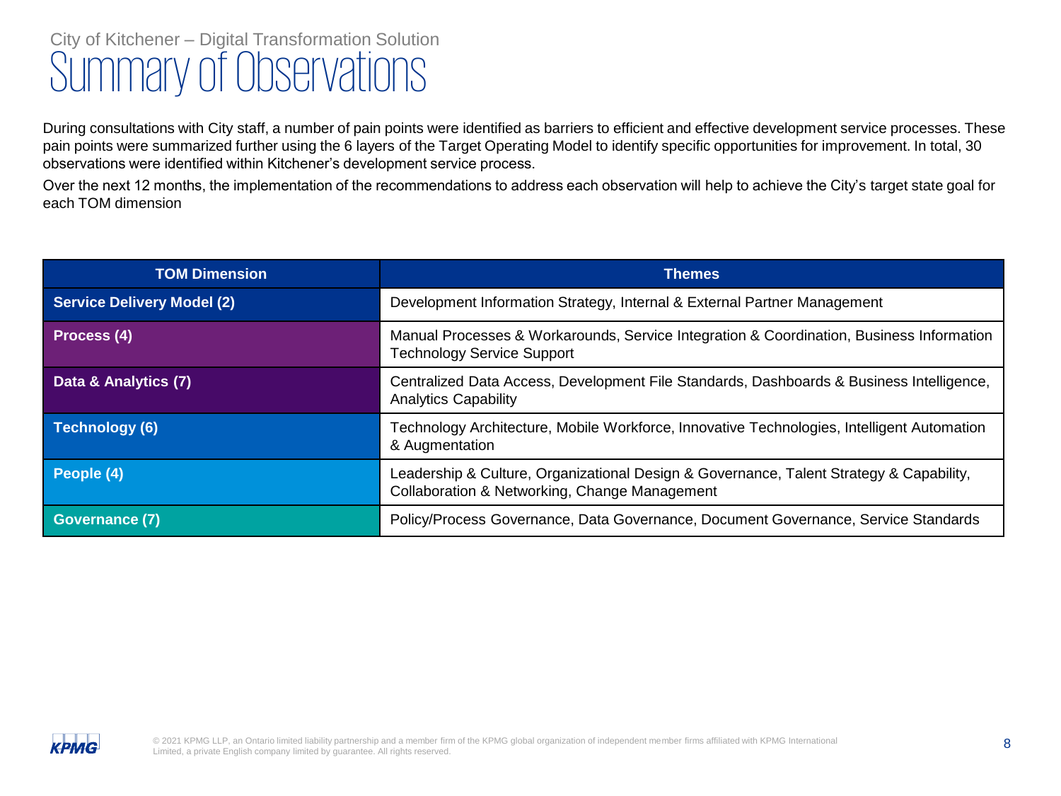City of Kitchener – Digital Transformation Solution

# Summary of Observations

During consultations with City staff, a number of pain points were identified as barriers to efficient and effective development service processes. These pain points were summarized further using the 6 layers of the Target Operating Model to identify specific opportunities for improvement. In total, 30 observations were identified within Kitchener's development service process.

Over the next 12 months, the implementation of the recommendations to address each observation will help to achieve the City's target state goal for each TOM dimension

| TOM Dimension | Themes |
| --- | --- |
| **Service Delivery Model (2)** | Development Information Strategy, Internal & External Partner Management |
| **Process (4)** | Manual Processes & Workarounds, Service Integration & Coordination, Business Information Technology Service Support |
| **Data & Analytics (7)** | Centralized Data Access, Development File Standards, Dashboards & Business Intelligence, Analytics Capability |
| **Technology (6)** | Technology Architecture, Mobile Workforce, Innovative Technologies, Intelligent Automation & Augmentation |
| **People (4)** | Leadership & Culture, Organizational Design & Governance, Talent Strategy & Capability, Collaboration & Networking, Change Management |
| **Governance (7)** | Policy/Process Governance, Data Governance, Document Governance, Service Standards |

© 2021 KPMG LLP, an Ontario limited liability partnership and a member firm of the KPMG global organization of independent member firms affiliated with KPMG International Limited, a private English company limited by guarantee. All rights reserved.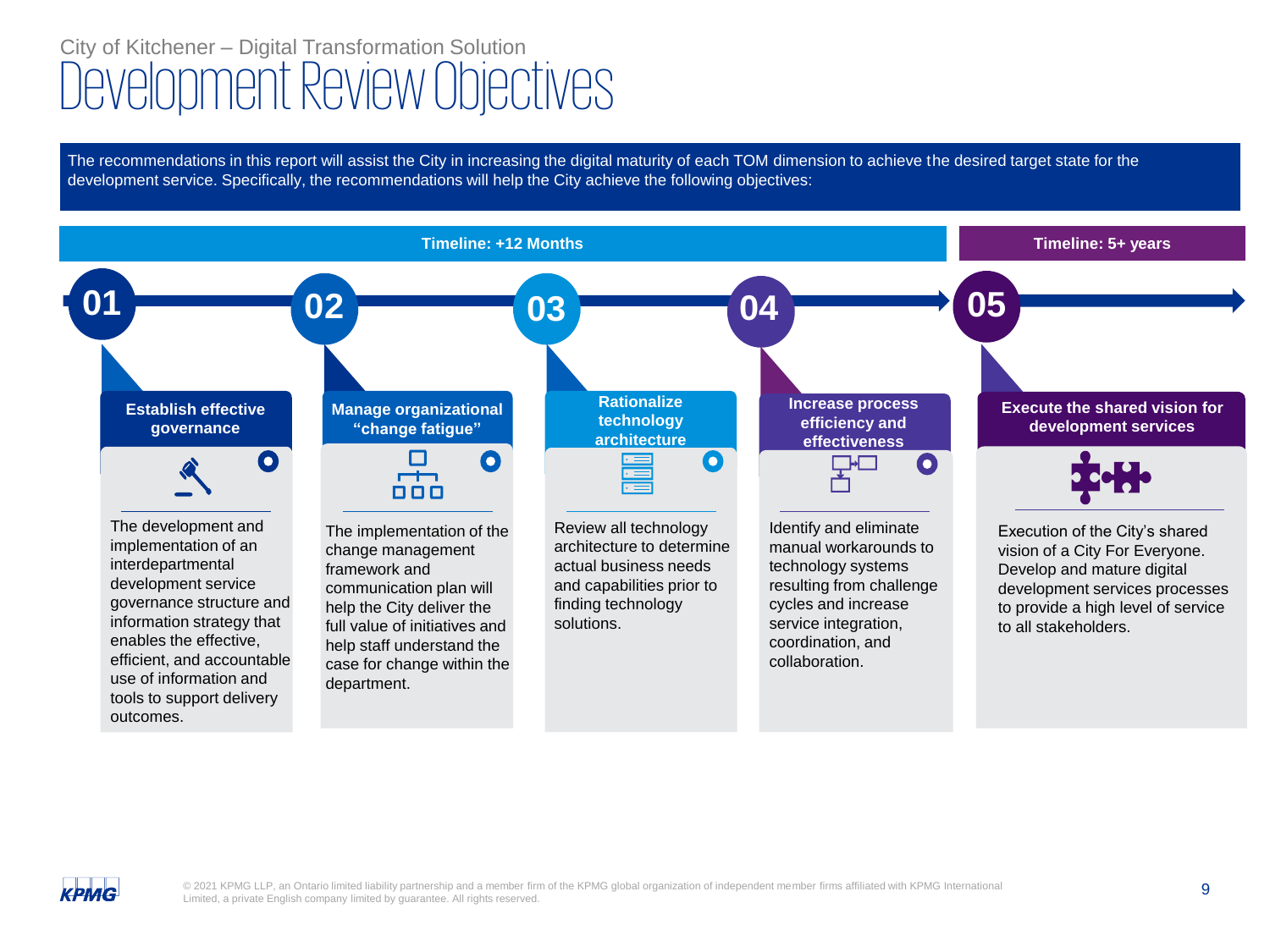City of Kitchener – Digital Transformation Solution

# Development Review Objectives

The recommendations in this report will assist the City in increasing the digital maturity of each TOM dimension to achieve the desired target state for the development service. Specifically, the recommendations will help the City achieve the following objectives:

## Timeline: +12 Months

### 01 Establish effective governance

The development and implementation of an interdepartmental development service governance structure and information strategy that enables the effective, efficient, and accountable use of information and tools to support delivery outcomes.

### 02 Manage organizational "change fatigue"

The implementation of the change management framework and communication plan will help the City deliver the full value of initiatives and help staff understand the case for change within the department.

### 03 Rationalize technology architecture

Review all technology architecture to determine actual business needs and capabilities prior to finding technology solutions.

### 04 Increase process efficiency and effectiveness

Identify and eliminate manual workarounds to technology systems resulting from challenge cycles and increase service integration, coordination, and collaboration.

## Timeline: 5+ years

### 05 Execute the shared vision for development services

Execution of the City's shared vision of a City For Everyone. Develop and mature digital development services processes to provide a high level of service to all stakeholders.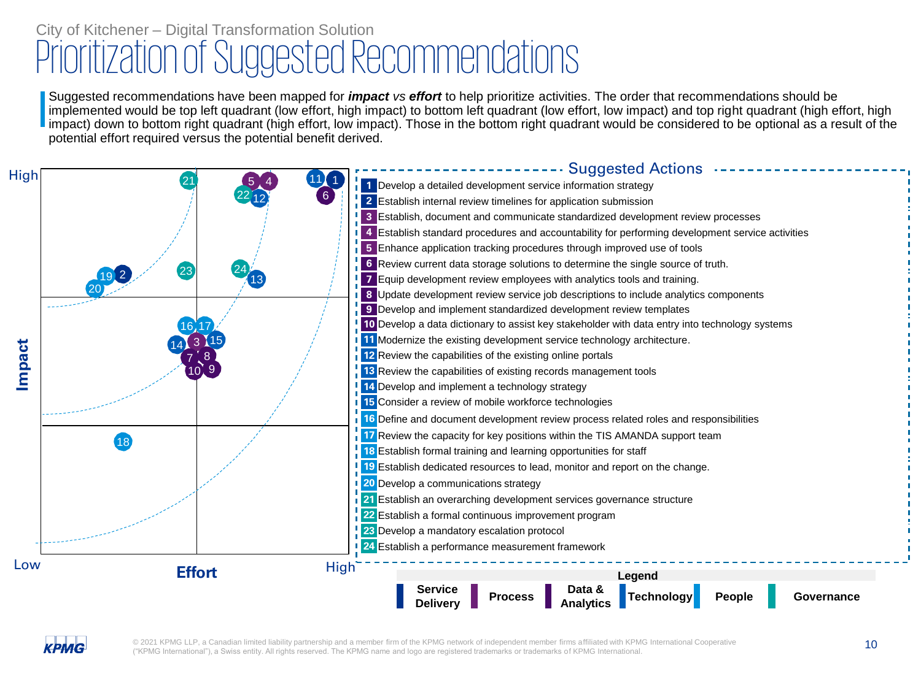City of Kitchener – Digital Transformation Solution

# Prioritization of Suggested Recommendations

Suggested recommendations have been mapped for ***impact*** *vs* ***effort*** to help prioritize activities. The order that recommendations should be implemented would be top left quadrant (low effort, high impact) to bottom left quadrant (low effort, low impact) and top right quadrant (high effort, high impact) down to bottom right quadrant (high effort, low impact). Those in the bottom right quadrant would be considered to be optional as a result of the potential effort required versus the potential benefit derived.

Impact (Low – High)

Effort (Low – High)

## Suggested Actions

1. Develop a detailed development service information strategy
2. Establish internal review timelines for application submission
3. Establish, document and communicate standardized development review processes
4. Establish standard procedures and accountability for performing development service activities
5. Enhance application tracking procedures through improved use of tools
6. Review current data storage solutions to determine the single source of truth.
7. Equip development review employees with analytics tools and training.
8. Update development review service job descriptions to include analytics components
9. Develop and implement standardized development review templates
10. Develop a data dictionary to assist key stakeholder with data entry into technology systems
11. Modernize the existing development service technology architecture.
12. Review the capabilities of the existing online portals
13. Review the capabilities of existing records management tools
14. Develop and implement a technology strategy
15. Consider a review of mobile workforce technologies
16. Define and document development review process related roles and responsibilities
17. Review the capacity for key positions within the TIS AMANDA support team
18. Establish formal training and learning opportunities for staff
19. Establish dedicated resources to lead, monitor and report on the change.
20. Develop a communications strategy
21. Establish an overarching development services governance structure
22. Establish a formal continuous improvement program
23. Develop a mandatory escalation protocol
24. Establish a performance measurement framework

**Legend**

**Service Delivery** | **Process** | **Data & Analytics** | **Technology** | **People** | **Governance**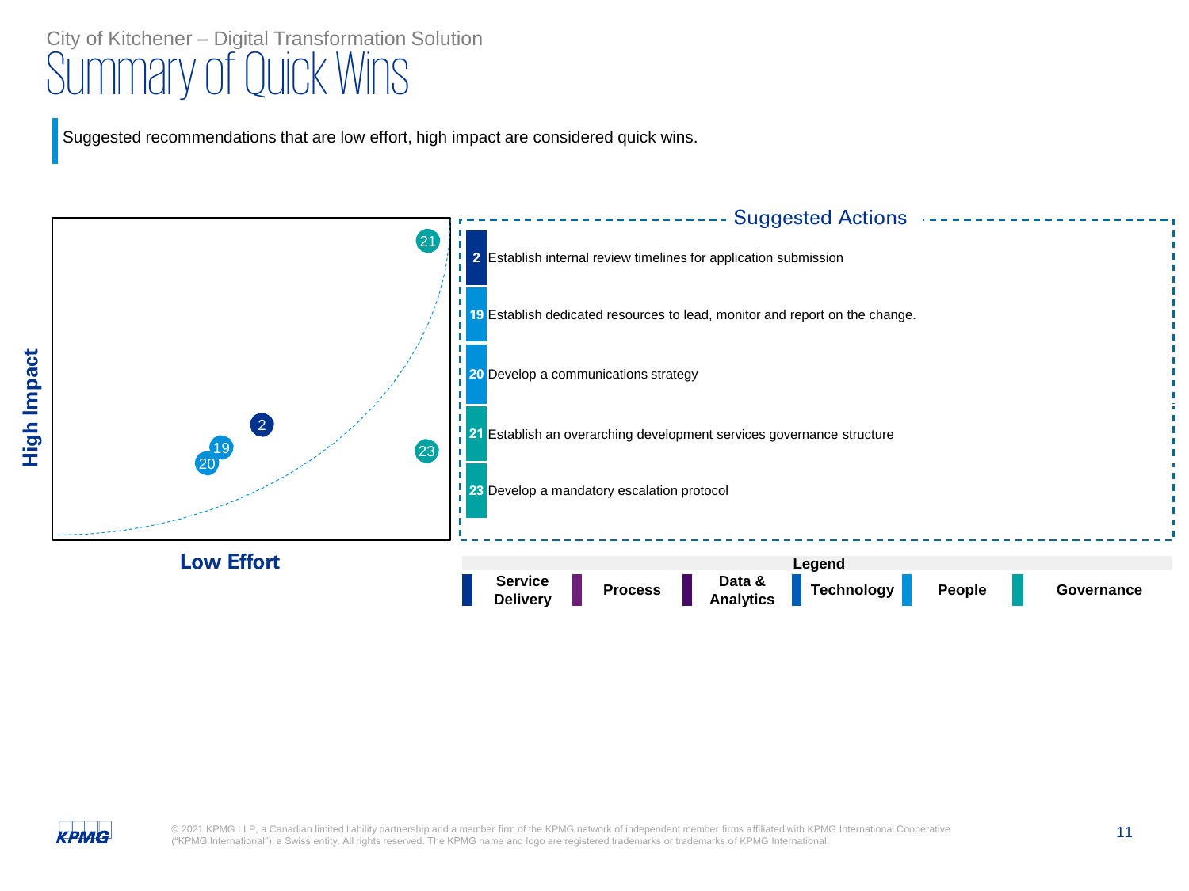City of Kitchener – Digital Transformation Solution

# Summary of Quick Wins

Suggested recommendations that are low effort, high impact are considered quick wins.

**High Impact**

**Low Effort**

## Suggested Actions

| # | Action |
| --- | --- |
| 2 | Establish internal review timelines for application submission |
| 19 | Establish dedicated resources to lead, monitor and report on the change. |
| 20 | Develop a communications strategy |
| 21 | Establish an overarching development services governance structure |
| 23 | Develop a mandatory escalation protocol |

**Legend**

**Service Delivery** | **Process** | **Data & Analytics** | **Technology** | **People** | **Governance**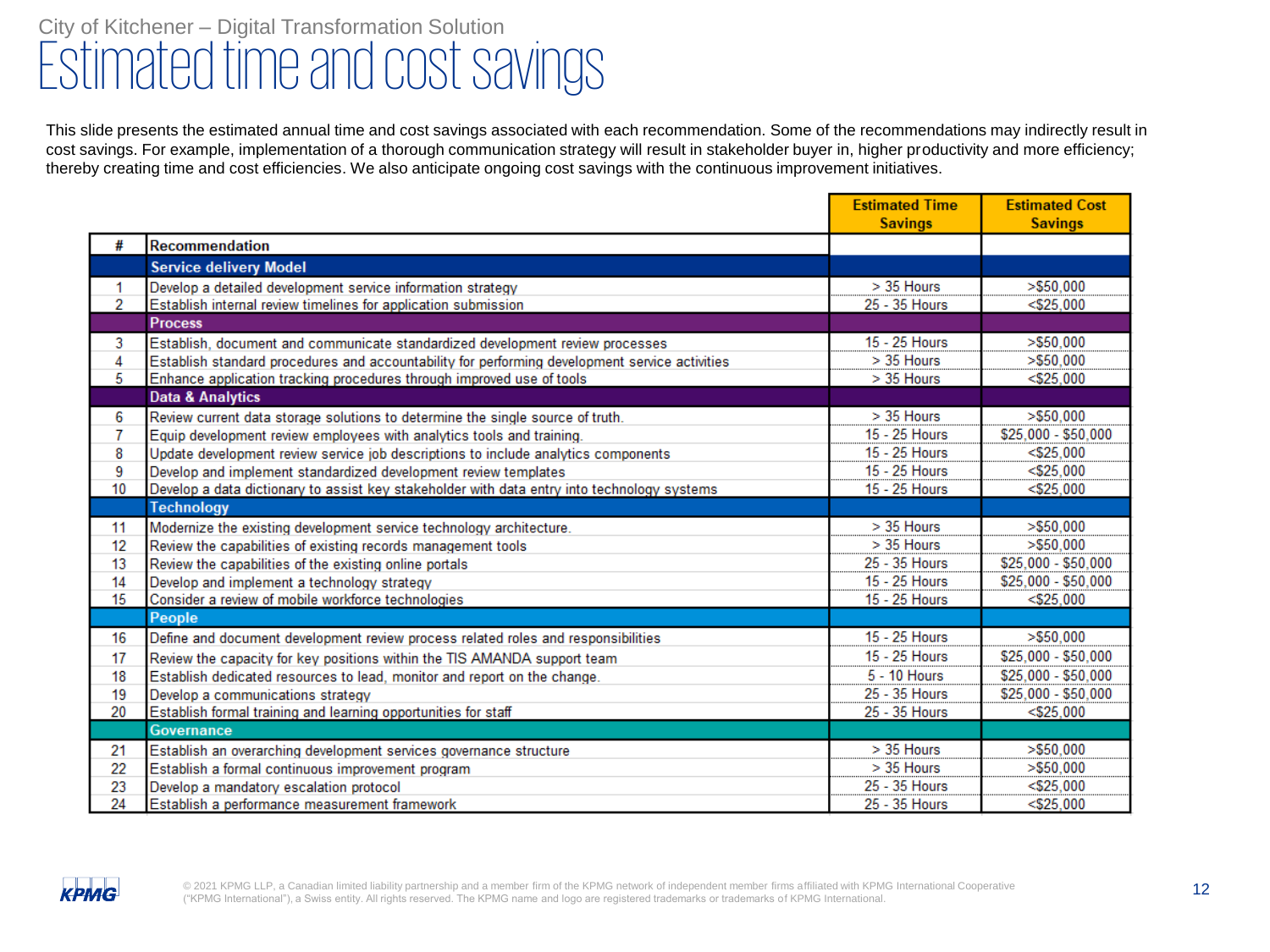City of Kitchener – Digital Transformation Solution

# Estimated time and cost savings

This slide presents the estimated annual time and cost savings associated with each recommendation. Some of the recommendations may indirectly result in cost savings. For example, implementation of a thorough communication strategy will result in stakeholder buyer in, higher productivity and more efficiency; thereby creating time and cost efficiencies. We also anticipate ongoing cost savings with the continuous improvement initiatives.

| # | Recommendation | Estimated Time Savings | Estimated Cost Savings |
|---|---|---|---|
| | **Service delivery Model** | | |
| 1 | Develop a detailed development service information strategy | > 35 Hours | >$50,000 |
| 2 | Establish internal review timelines for application submission | 25 - 35 Hours | <$25,000 |
| | **Process** | | |
| 3 | Establish, document and communicate standardized development review processes | 15 - 25 Hours | >$50,000 |
| 4 | Establish standard procedures and accountability for performing development service activities | > 35 Hours | >$50,000 |
| 5 | Enhance application tracking procedures through improved use of tools | > 35 Hours | <$25,000 |
| | **Data & Analytics** | | |
| 6 | Review current data storage solutions to determine the single source of truth. | > 35 Hours | >$50,000 |
| 7 | Equip development review employees with analytics tools and training. | 15 - 25 Hours | $25,000 - $50,000 |
| 8 | Update development review service job descriptions to include analytics components | 15 - 25 Hours | <$25,000 |
| 9 | Develop and implement standardized development review templates | 15 - 25 Hours | <$25,000 |
| 10 | Develop a data dictionary to assist key stakeholder with data entry into technology systems | 15 - 25 Hours | <$25,000 |
| | **Technology** | | |
| 11 | Modernize the existing development service technology architecture. | > 35 Hours | >$50,000 |
| 12 | Review the capabilities of existing records management tools | > 35 Hours | >$50,000 |
| 13 | Review the capabilities of the existing online portals | 25 - 35 Hours | $25,000 - $50,000 |
| 14 | Develop and implement a technology strategy | 15 - 25 Hours | $25,000 - $50,000 |
| 15 | Consider a review of mobile workforce technologies | 15 - 25 Hours | <$25,000 |
| | **People** | | |
| 16 | Define and document development review process related roles and responsibilities | 15 - 25 Hours | >$50,000 |
| 17 | Review the capacity for key positions within the TIS AMANDA support team | 15 - 25 Hours | $25,000 - $50,000 |
| 18 | Establish dedicated resources to lead, monitor and report on the change. | 5 - 10 Hours | $25,000 - $50,000 |
| 19 | Develop a communications strategy | 25 - 35 Hours | $25,000 - $50,000 |
| 20 | Establish formal training and learning opportunities for staff | 25 - 35 Hours | <$25,000 |
| | **Governance** | | |
| 21 | Establish an overarching development services governance structure | > 35 Hours | >$50,000 |
| 22 | Establish a formal continuous improvement program | > 35 Hours | >$50,000 |
| 23 | Develop a mandatory escalation protocol | 25 - 35 Hours | <$25,000 |
| 24 | Establish a performance measurement framework | 25 - 35 Hours | <$25,000 |

© 2021 KPMG LLP, a Canadian limited liability partnership and a member firm of the KPMG network of independent member firms affiliated with KPMG International Cooperative ("KPMG International"), a Swiss entity. All rights reserved. The KPMG name and logo are registered trademarks or trademarks of KPMG International.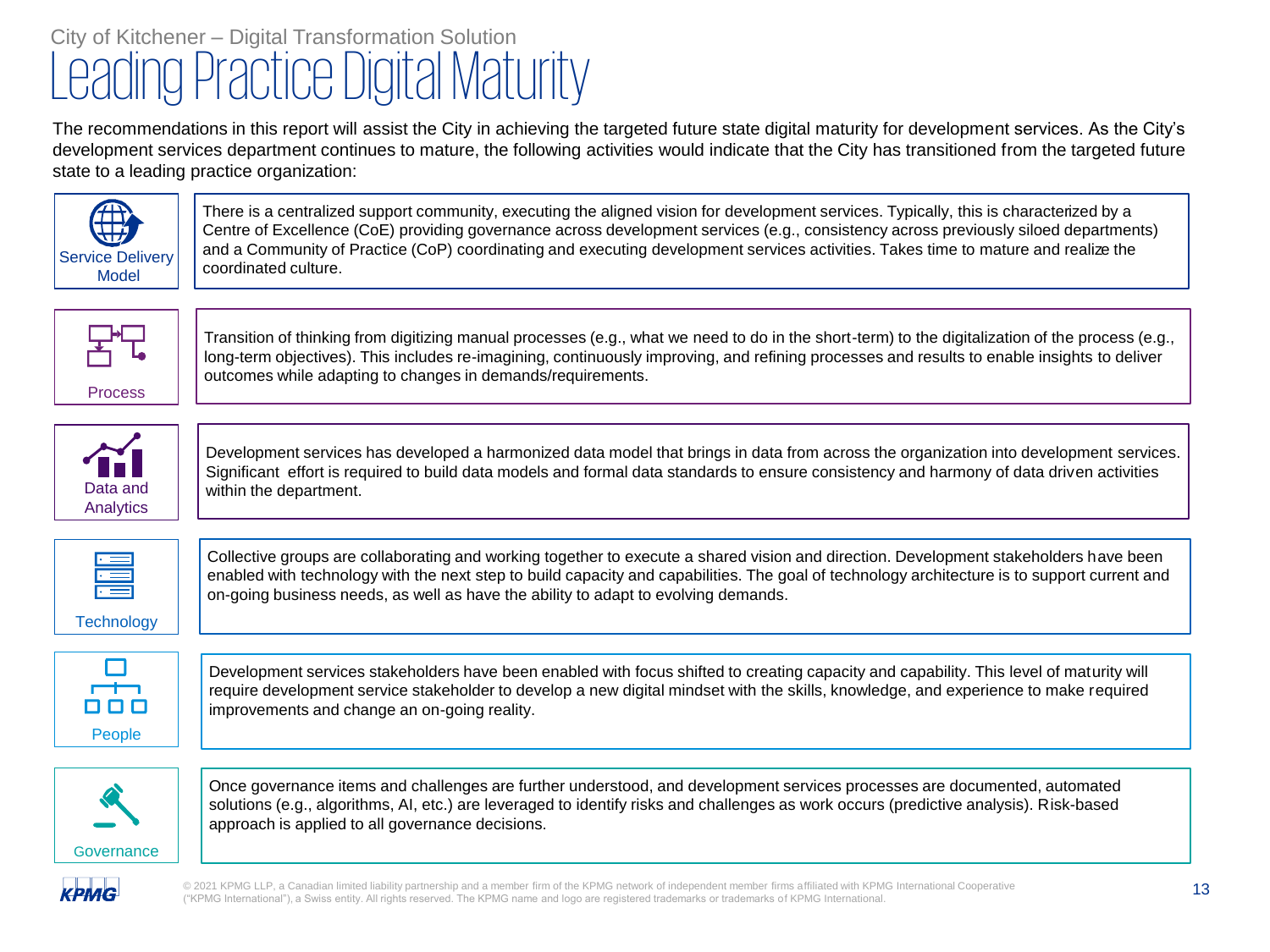City of Kitchener – Digital Transformation Solution

# Leading Practice Digital Maturity

The recommendations in this report will assist the City in achieving the targeted future state digital maturity for development services. As the City's development services department continues to mature, the following activities would indicate that the City has transitioned from the targeted future state to a leading practice organization:

| | |
|---|---|
| Service Delivery Model | There is a centralized support community, executing the aligned vision for development services. Typically, this is characterized by a Centre of Excellence (CoE) providing governance across development services (e.g., consistency across previously siloed departments) and a Community of Practice (CoP) coordinating and executing development services activities. Takes time to mature and realize the coordinated culture. |
| Process | Transition of thinking from digitizing manual processes (e.g., what we need to do in the short-term) to the digitalization of the process (e.g., long-term objectives). This includes re-imagining, continuously improving, and refining processes and results to enable insights to deliver outcomes while adapting to changes in demands/requirements. |
| Data and Analytics | Development services has developed a harmonized data model that brings in data from across the organization into development services. Significant effort is required to build data models and formal data standards to ensure consistency and harmony of data driven activities within the department. |
| Technology | Collective groups are collaborating and working together to execute a shared vision and direction. Development stakeholders have been enabled with technology with the next step to build capacity and capabilities. The goal of technology architecture is to support current and on-going business needs, as well as have the ability to adapt to evolving demands. |
| People | Development services stakeholders have been enabled with focus shifted to creating capacity and capability. This level of maturity will require development service stakeholder to develop a new digital mindset with the skills, knowledge, and experience to make required improvements and change an on-going reality. |
| Governance | Once governance items and challenges are further understood, and development services processes are documented, automated solutions (e.g., algorithms, AI, etc.) are leveraged to identify risks and challenges as work occurs (predictive analysis). Risk-based approach is applied to all governance decisions. |

© 2021 KPMG LLP, a Canadian limited liability partnership and a member firm of the KPMG network of independent member firms affiliated with KPMG International Cooperative ("KPMG International"), a Swiss entity. All rights reserved. The KPMG name and logo are registered trademarks or trademarks of KPMG International.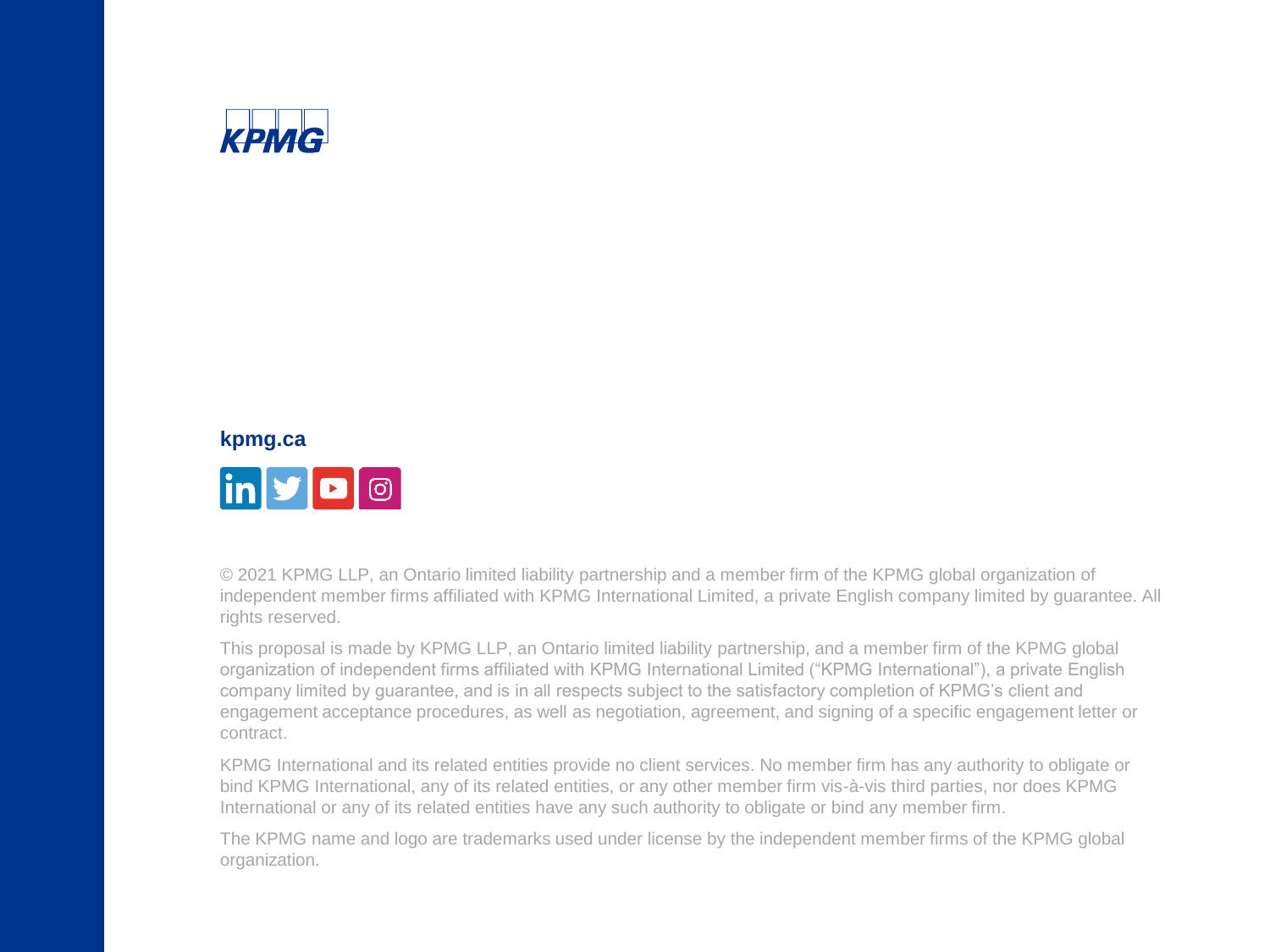KPMG

**kpmg.ca**

© 2021 KPMG LLP, an Ontario limited liability partnership and a member firm of the KPMG global organization of independent member firms affiliated with KPMG International Limited, a private English company limited by guarantee. All rights reserved.

This proposal is made by KPMG LLP, an Ontario limited liability partnership, and a member firm of the KPMG global organization of independent firms affiliated with KPMG International Limited ("KPMG International"), a private English company limited by guarantee, and is in all respects subject to the satisfactory completion of KPMG's client and engagement acceptance procedures, as well as negotiation, agreement, and signing of a specific engagement letter or contract.

KPMG International and its related entities provide no client services. No member firm has any authority to obligate or bind KPMG International, any of its related entities, or any other member firm vis-à-vis third parties, nor does KPMG International or any of its related entities have any such authority to obligate or bind any member firm.

The KPMG name and logo are trademarks used under license by the independent member firms of the KPMG global organization.